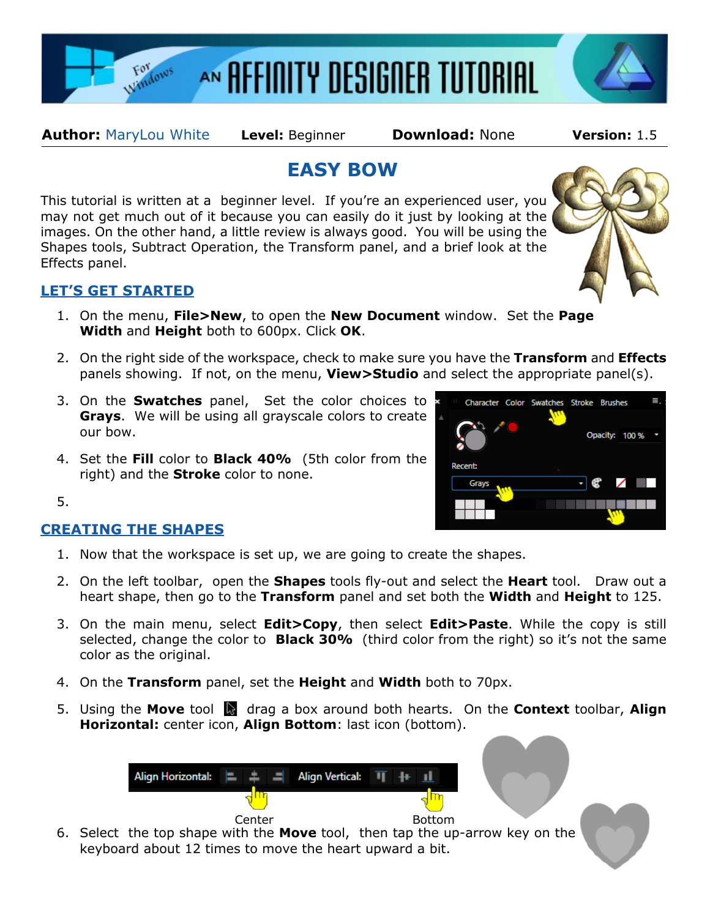# AN AFFINITY DESIGNER TUTORIAL

For Windows

**Author:** MaryLou White **Level:** Beginner **Download:** None **Version:** 1.5

## EASY BOW

This tutorial is written at a beginner level. If you're an experienced user, you may not get much out of it because you can easily do it just by looking at the images. On the other hand, a little review is always good. You will be using the Shapes tools, Subtract Operation, the Transform panel, and a brief look at the Effects panel.

### LET'S GET STARTED

1. On the menu, **File>New**, to open the **New Document** window. Set the **Page Width** and **Height** both to 600px. Click **OK**.
2. On the right side of the workspace, check to make sure you have the **Transform** and **Effects** panels showing. If not, on the menu, **View>Studio** and select the appropriate panel(s).
3. On the **Swatches** panel, Set the color choices to **Grays**. We will be using all grayscale colors to create our bow.
4. Set the **Fill** color to **Black 40%** (5th color from the right) and the **Stroke** color to none.
5. 

### CREATING THE SHAPES

1. Now that the workspace is set up, we are going to create the shapes.
2. On the left toolbar, open the **Shapes** tools fly-out and select the **Heart** tool. Draw out a heart shape, then go to the **Transform** panel and set both the **Width** and **Height** to 125.
3. On the main menu, select **Edit>Copy**, then select **Edit>Paste**. While the copy is still selected, change the color to **Black 30%** (third color from the right) so it's not the same color as the original.
4. On the **Transform** panel, set the **Height** and **Width** both to 70px.
5. Using the **Move** tool drag a box around both hearts. On the **Context** toolbar, **Align Horizontal:** center icon, **Align Bottom**: last icon (bottom).

Center Bottom

6. Select the top shape with the **Move** tool, then tap the up-arrow key on the keyboard about 12 times to move the heart upward a bit.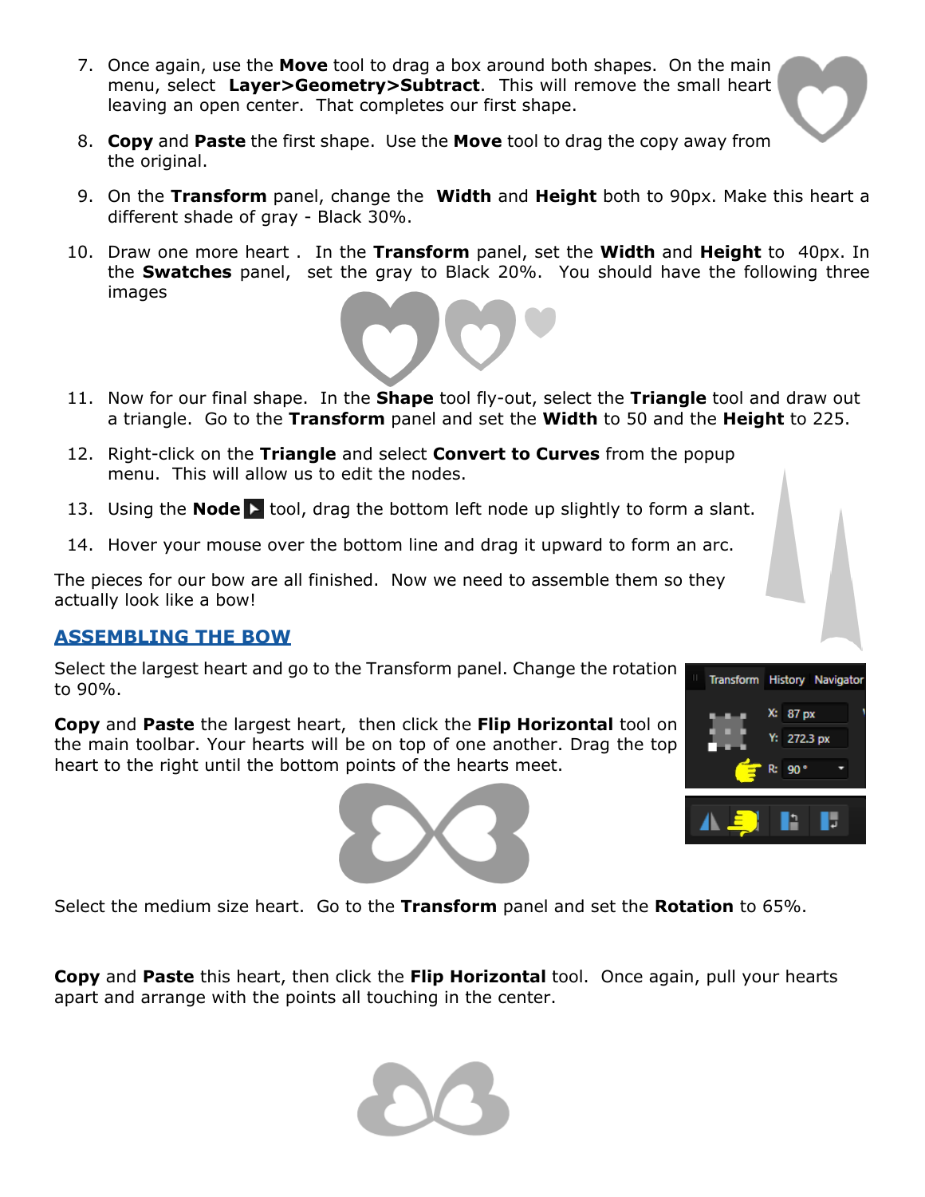7. Once again, use the **Move** tool to drag a box around both shapes. On the main menu, select **Layer>Geometry>Subtract**. This will remove the small heart leaving an open center. That completes our first shape.

8. **Copy** and **Paste** the first shape. Use the **Move** tool to drag the copy away from the original.

9. On the **Transform** panel, change the **Width** and **Height** both to 90px. Make this heart a different shade of gray - Black 30%.

10. Draw one more heart . In the **Transform** panel, set the **Width** and **Height** to 40px. In the **Swatches** panel, set the gray to Black 20%. You should have the following three images

11. Now for our final shape. In the **Shape** tool fly-out, select the **Triangle** tool and draw out a triangle. Go to the **Transform** panel and set the **Width** to 50 and the **Height** to 225.

12. Right-click on the **Triangle** and select **Convert to Curves** from the popup menu. This will allow us to edit the nodes.

13. Using the **Node** tool, drag the bottom left node up slightly to form a slant.

14. Hover your mouse over the bottom line and drag it upward to form an arc.

The pieces for our bow are all finished. Now we need to assemble them so they actually look like a bow!

## ASSEMBLING THE BOW

Select the largest heart and go to the Transform panel. Change the rotation to 90%.

**Copy** and **Paste** the largest heart, then click the **Flip Horizontal** tool on the main toolbar. Your hearts will be on top of one another. Drag the top heart to the right until the bottom points of the hearts meet.

Select the medium size heart. Go to the **Transform** panel and set the **Rotation** to 65%.

**Copy** and **Paste** this heart, then click the **Flip Horizontal** tool. Once again, pull your hearts apart and arrange with the points all touching in the center.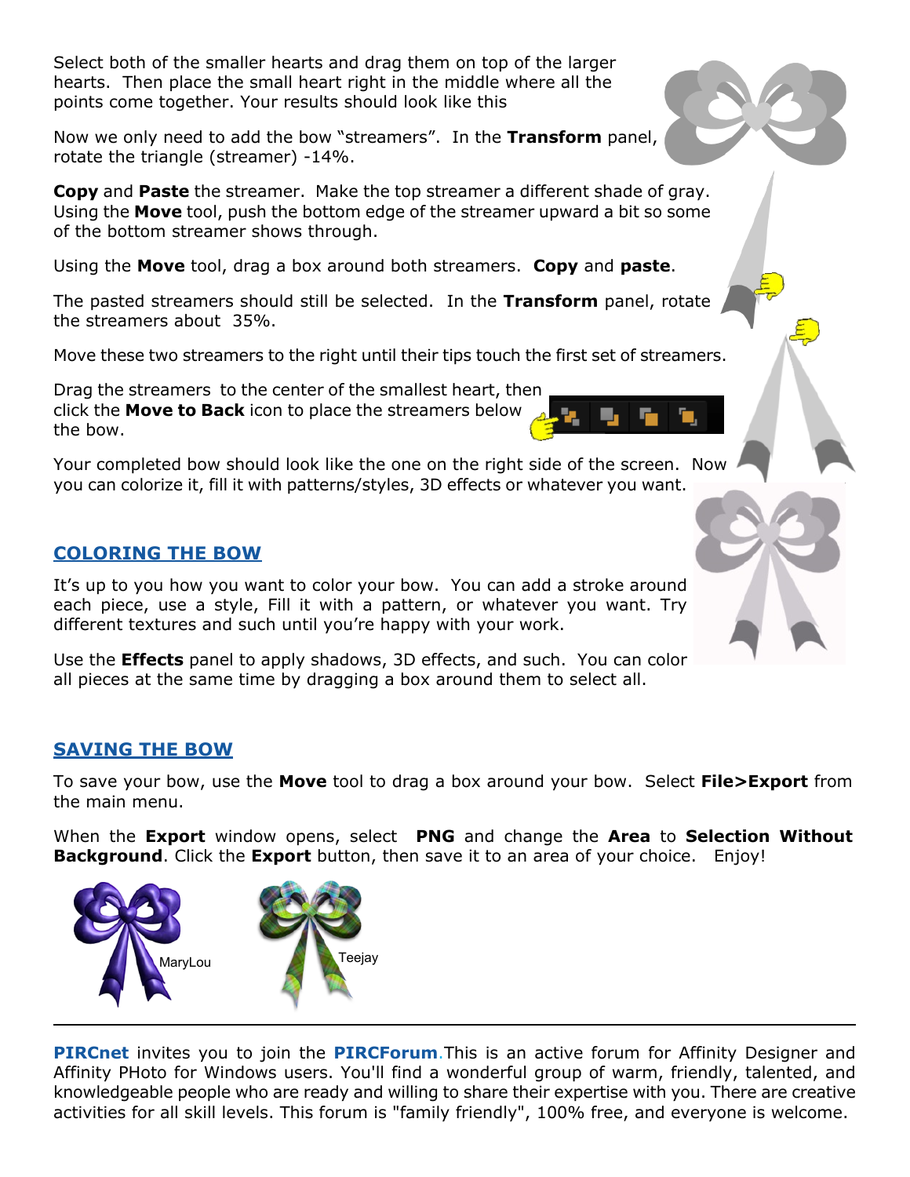Select both of the smaller hearts and drag them on top of the larger hearts. Then place the small heart right in the middle where all the points come together. Your results should look like this

Now we only need to add the bow "streamers". In the **Transform** panel, rotate the triangle (streamer) -14%.

**Copy** and **Paste** the streamer. Make the top streamer a different shade of gray. Using the **Move** tool, push the bottom edge of the streamer upward a bit so some of the bottom streamer shows through.

Using the **Move** tool, drag a box around both streamers. **Copy** and **paste**.

The pasted streamers should still be selected. In the **Transform** panel, rotate the streamers about 35%.

Move these two streamers to the right until their tips touch the first set of streamers.

Drag the streamers to the center of the smallest heart, then click the **Move to Back** icon to place the streamers below the bow.

Your completed bow should look like the one on the right side of the screen. Now you can colorize it, fill it with patterns/styles, 3D effects or whatever you want.

## COLORING THE BOW

It's up to you how you want to color your bow. You can add a stroke around each piece, use a style, Fill it with a pattern, or whatever you want. Try different textures and such until you're happy with your work.

Use the **Effects** panel to apply shadows, 3D effects, and such. You can color all pieces at the same time by dragging a box around them to select all.

## SAVING THE BOW

To save your bow, use the **Move** tool to drag a box around your bow. Select **File>Export** from the main menu.

When the **Export** window opens, select **PNG** and change the **Area** to **Selection Without Background**. Click the **Export** button, then save it to an area of your choice. Enjoy!

MaryLou

Teejay

---

**PIRCnet** invites you to join the **PIRCForum**. This is an active forum for Affinity Designer and Affinity PHoto for Windows users. You'll find a wonderful group of warm, friendly, talented, and knowledgeable people who are ready and willing to share their expertise with you. There are creative activities for all skill levels. This forum is "family friendly", 100% free, and everyone is welcome.